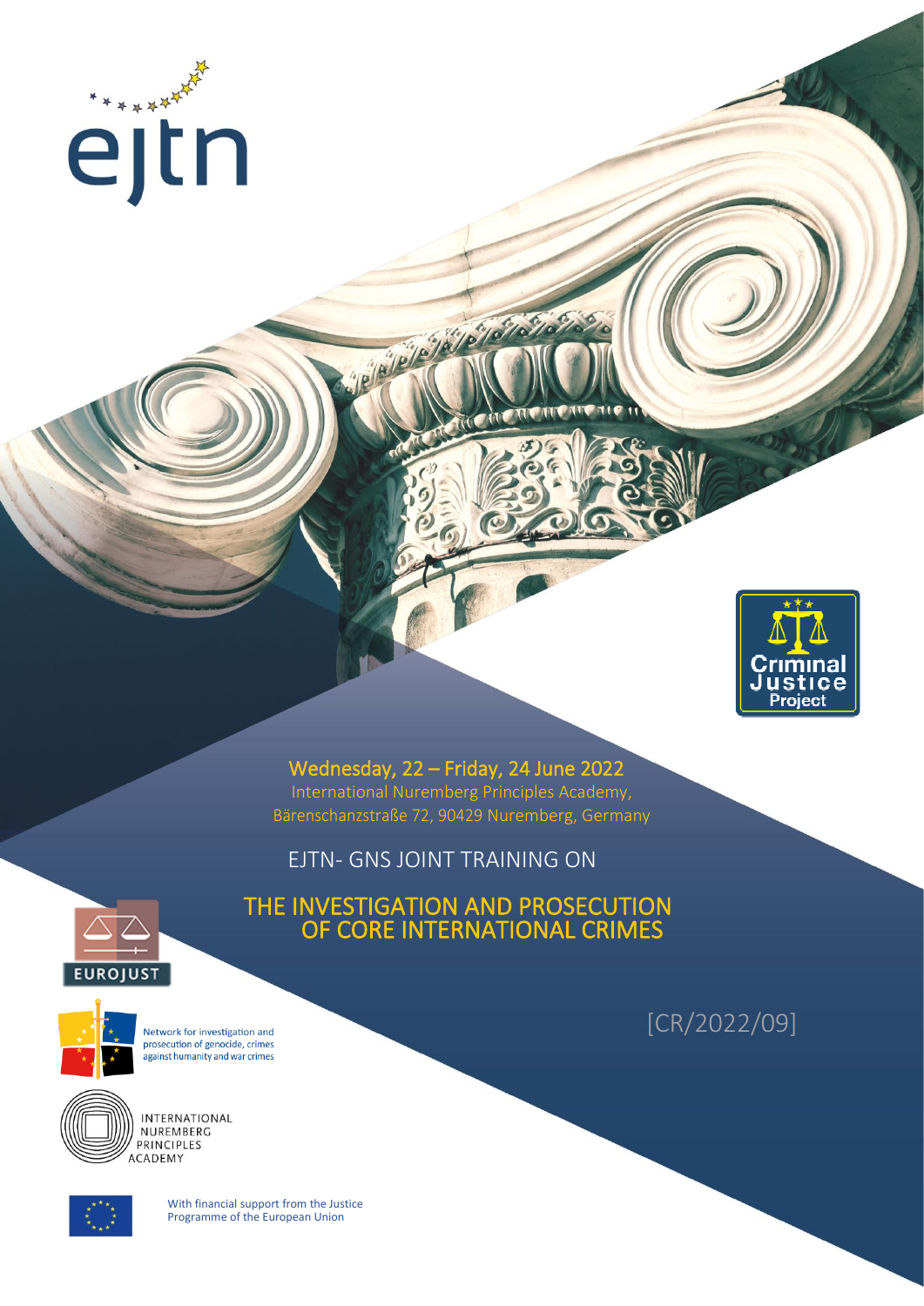ejtn

Criminal Justice Project

**Wednesday, 22 – Friday, 24 June 2022**

International Nuremberg Principles Academy,
Bärenschanzstraße 72, 90429 Nuremberg, Germany

EJTN- GNS JOINT TRAINING ON

# THE INVESTIGATION AND PROSECUTION OF CORE INTERNATIONAL CRIMES

[CR/2022/09]

EUROJUST

Network for investigation and prosecution of genocide, crimes against humanity and war crimes

INTERNATIONAL NUREMBERG PRINCIPLES ACADEMY

With financial support from the Justice Programme of the European Union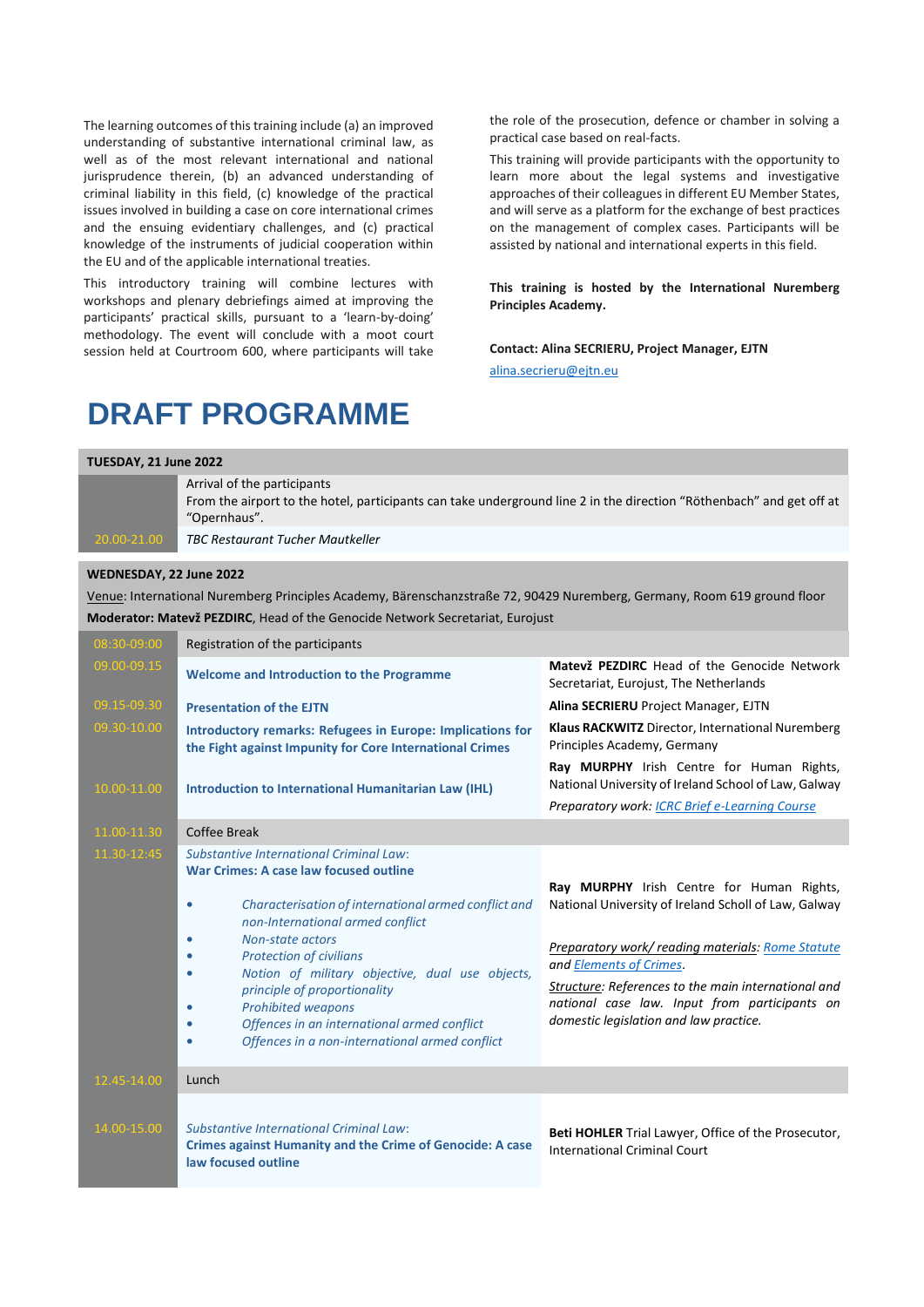The learning outcomes of this training include (a) an improved understanding of substantive international criminal law, as well as of the most relevant international and national jurisprudence therein, (b) an advanced understanding of criminal liability in this field, (c) knowledge of the practical issues involved in building a case on core international crimes and the ensuing evidentiary challenges, and (c) practical knowledge of the instruments of judicial cooperation within the EU and of the applicable international treaties.

This introductory training will combine lectures with workshops and plenary debriefings aimed at improving the participants' practical skills, pursuant to a 'learn-by-doing' methodology. The event will conclude with a moot court session held at Courtroom 600, where participants will take the role of the prosecution, defence or chamber in solving a practical case based on real-facts.

This training will provide participants with the opportunity to learn more about the legal systems and investigative approaches of their colleagues in different EU Member States, and will serve as a platform for the exchange of best practices on the management of complex cases. Participants will be assisted by national and international experts in this field.

**This training is hosted by the International Nuremberg Principles Academy.**

**Contact: Alina SECRIERU, Project Manager, EJTN**
alina.secrieru@ejtn.eu

# DRAFT PROGRAMME

**TUESDAY, 21 June 2022**

| Time | Programme |
|---|---|
| | Arrival of the participants<br>From the airport to the hotel, participants can take underground line 2 in the direction "Röthenbach" and get off at "Opernhaus". |
| 20.00-21.00 | *TBC Restaurant Tucher Mautkeller* |

**WEDNESDAY, 22 June 2022**

Venue: International Nuremberg Principles Academy, Bärenschanzstraße 72, 90429 Nuremberg, Germany, Room 619 ground floor

**Moderator: Matevž PEZDIRC**, Head of the Genocide Network Secretariat, Eurojust

| Time | Session | Speaker |
|---|---|---|
| 08:30-09:00 | Registration of the participants | |
| 09.00-09.15 | **Welcome and Introduction to the Programme** | **Matevž PEZDIRC** Head of the Genocide Network Secretariat, Eurojust, The Netherlands |
| 09.15-09.30 | **Presentation of the EJTN** | **Alina SECRIERU** Project Manager, EJTN |
| 09.30-10.00 | **Introductory remarks: Refugees in Europe: Implications for the Fight against Impunity for Core International Crimes** | **Klaus RACKWITZ** Director, International Nuremberg Principles Academy, Germany |
| 10.00-11.00 | **Introduction to International Humanitarian Law (IHL)** | **Ray MURPHY** Irish Centre for Human Rights, National University of Ireland School of Law, Galway<br>*Preparatory work: ICRC Brief e-Learning Course* |
| 11.00-11.30 | Coffee Break | |
| 11.30-12:45 | *Substantive International Criminal Law:*<br>**War Crimes: A case law focused outline**<br>• *Characterisation of international armed conflict and non-International armed conflict*<br>• *Non-state actors*<br>• *Protection of civilians*<br>• *Notion of military objective, dual use objects, principle of proportionality*<br>• *Prohibited weapons*<br>• *Offences in an international armed conflict*<br>• *Offences in a non-international armed conflict* | **Ray MURPHY** Irish Centre for Human Rights, National University of Ireland Scholl of Law, Galway<br>*Preparatory work/ reading materials: Rome Statute and Elements of Crimes.*<br>*Structure: References to the main international and national case law. Input from participants on domestic legislation and law practice.* |
| 12.45-14.00 | Lunch | |
| 14.00-15.00 | *Substantive International Criminal Law:*<br>**Crimes against Humanity and the Crime of Genocide: A case law focused outline** | **Beti HOHLER** Trial Lawyer, Office of the Prosecutor, International Criminal Court |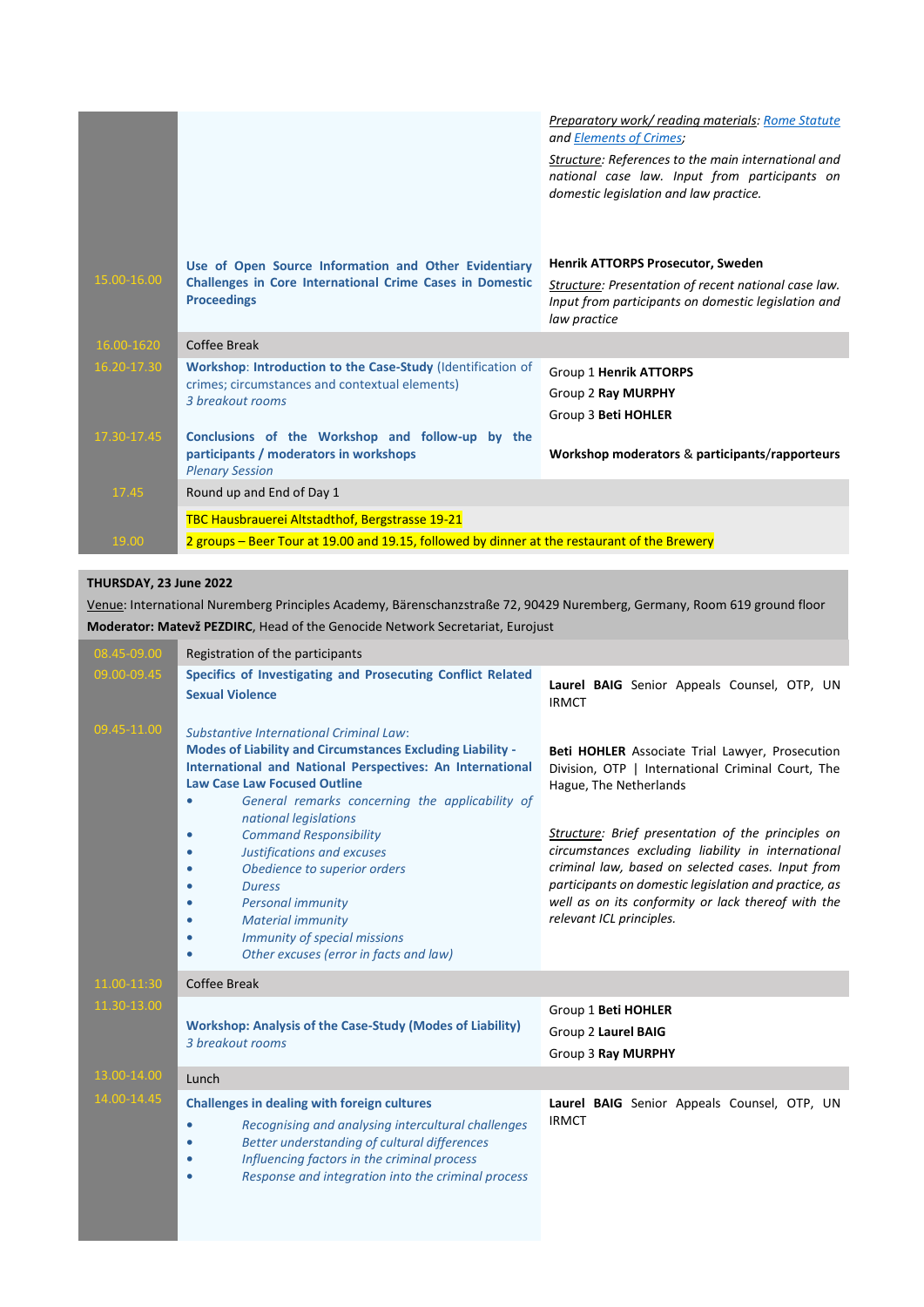| | | |
|---|---|---|
| | | *Preparatory work/ reading materials: Rome Statute and Elements of Crimes;*<br><br>*Structure: References to the main international and national case law. Input from participants on domestic legislation and law practice.* |
| 15.00-16.00 | **Use of Open Source Information and Other Evidentiary Challenges in Core International Crime Cases in Domestic Proceedings** | **Henrik ATTORPS Prosecutor, Sweden**<br><br>*Structure: Presentation of recent national case law. Input from participants on domestic legislation and law practice* |
| 16.00-1620 | Coffee Break | |
| 16.20-17.30 | **Workshop: Introduction to the Case-Study** (Identification of crimes; circumstances and contextual elements)<br>*3 breakout rooms* | Group 1 **Henrik ATTORPS**<br>Group 2 **Ray MURPHY**<br>Group 3 **Beti HOHLER** |
| 17.30-17.45 | **Conclusions of the Workshop and follow-up by the participants / moderators in workshops**<br>*Plenary Session* | **Workshop moderators & participants/rapporteurs** |
| 17.45 | Round up and End of Day 1 | |
| 19.00 | TBC Hausbrauerei Altstadthof, Bergstrasse 19-21<br>2 groups – Beer Tour at 19.00 and 19.15, followed by dinner at the restaurant of the Brewery | |

**THURSDAY, 23 June 2022**

Venue: International Nuremberg Principles Academy, Bärenschanzstraße 72, 90429 Nuremberg, Germany, Room 619 ground floor

**Moderator: Matevž PEZDIRC**, Head of the Genocide Network Secretariat, Eurojust

| | | |
|---|---|---|
| 08.45-09.00 | Registration of the participants | |
| 09.00-09.45 | **Specifics of Investigating and Prosecuting Conflict Related Sexual Violence** | **Laurel BAIG** Senior Appeals Counsel, OTP, UN IRMCT |
| 09.45-11.00 | *Substantive International Criminal Law:*<br>**Modes of Liability and Circumstances Excluding Liability - International and National Perspectives: An International Law Case Law Focused Outline**<br>• *General remarks concerning the applicability of national legislations*<br>• *Command Responsibility*<br>• *Justifications and excuses*<br>• *Obedience to superior orders*<br>• *Duress*<br>• *Personal immunity*<br>• *Material immunity*<br>• *Immunity of special missions*<br>• *Other excuses (error in facts and law)* | **Beti HOHLER** Associate Trial Lawyer, Prosecution Division, OTP \| International Criminal Court, The Hague, The Netherlands<br><br>*Structure: Brief presentation of the principles on circumstances excluding liability in international criminal law, based on selected cases. Input from participants on domestic legislation and practice, as well as on its conformity or lack thereof with the relevant ICL principles.* |
| 11.00-11:30 | Coffee Break | |
| 11.30-13.00 | **Workshop: Analysis of the Case-Study (Modes of Liability)**<br>*3 breakout rooms* | Group 1 **Beti HOHLER**<br>Group 2 **Laurel BAIG**<br>Group 3 **Ray MURPHY** |
| 13.00-14.00 | Lunch | |
| 14.00-14.45 | **Challenges in dealing with foreign cultures**<br>• *Recognising and analysing intercultural challenges*<br>• *Better understanding of cultural differences*<br>• *Influencing factors in the criminal process*<br>• *Response and integration into the criminal process* | **Laurel BAIG** Senior Appeals Counsel, OTP, UN IRMCT |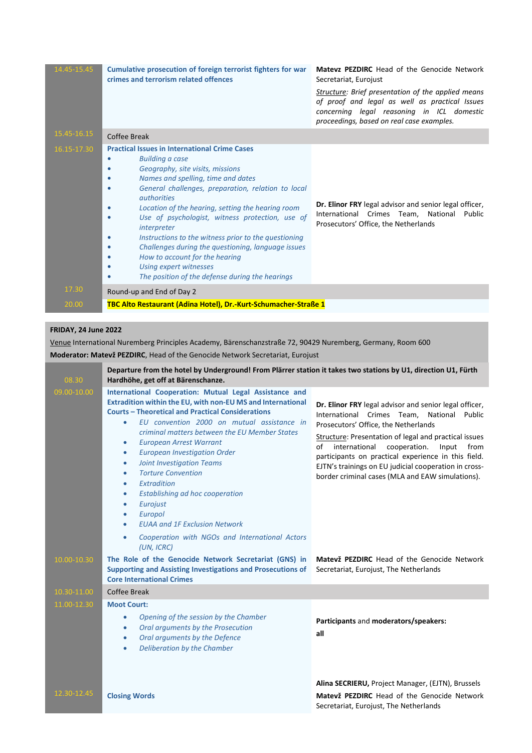| Time | Session | Speakers |
|---|---|---|
| 14.45-15.45 | **Cumulative prosecution of foreign terrorist fighters for war crimes and terrorism related offences** | **Matevz PEZDIRC** Head of the Genocide Network Secretariat, Eurojust<br><br>*Structure: Brief presentation of the applied means of proof and legal as well as practical Issues concerning legal reasoning in ICL domestic proceedings, based on real case examples.* |
| 15.45-16.15 | Coffee Break | |
| 16.15-17.30 | **Practical Issues in International Crime Cases**<br>• *Building a case*<br>• *Geography, site visits, missions*<br>• *Names and spelling, time and dates*<br>• *General challenges, preparation, relation to local authorities*<br>• *Location of the hearing, setting the hearing room*<br>• *Use of psychologist, witness protection, use of interpreter*<br>• *Instructions to the witness prior to the questioning*<br>• *Challenges during the questioning, language issues*<br>• *How to account for the hearing*<br>• *Using expert witnesses*<br>• *The position of the defense during the hearings* | **Dr. Elinor FRY** legal advisor and senior legal officer, International Crimes Team, National Public Prosecutors' Office, the Netherlands |
| 17.30 | Round-up and End of Day 2 | |
| 20.00 | **TBC Alto Restaurant (Adina Hotel), Dr.-Kurt-Schumacher-Straße 1** | |

**FRIDAY, 24 June 2022**

Venue International Nuremberg Principles Academy, Bärenschanzstraße 72, 90429 Nuremberg, Germany, Room 600

**Moderator: Matevž PEZDIRC**, Head of the Genocide Network Secretariat, Eurojust

| Time | Session | Speakers |
|---|---|---|
| 08.30 | **Departure from the hotel by Underground! From Plärrer station it takes two stations by U1, direction U1, Fürth Hardhöhe, get off at Bärenschanze.** | |
| 09.00-10.00 | **International Cooperation: Mutual Legal Assistance and Extradition within the EU, with non-EU MS and International Courts – Theoretical and Practical Considerations**<br>• *EU convention 2000 on mutual assistance in criminal matters between the EU Member States*<br>• *European Arrest Warrant*<br>• *European Investigation Order*<br>• *Joint Investigation Teams*<br>• *Torture Convention*<br>• *Extradition*<br>• *Establishing ad hoc cooperation*<br>• *Eurojust*<br>• *Europol*<br>• *EUAA and 1F Exclusion Network*<br>• *Cooperation with NGOs and International Actors (UN, ICRC)* | **Dr. Elinor FRY** legal advisor and senior legal officer, International Crimes Team, National Public Prosecutors' Office, the Netherlands<br><br>Structure: Presentation of legal and practical issues of international cooperation. Input from participants on practical experience in this field. EJTN's trainings on EU judicial cooperation in cross-border criminal cases (MLA and EAW simulations). |
| 10.00-10.30 | **The Role of the Genocide Network Secretariat (GNS) in Supporting and Assisting Investigations and Prosecutions of Core International Crimes** | **Matevž PEZDIRC** Head of the Genocide Network Secretariat, Eurojust, The Netherlands |
| 10.30-11.00 | Coffee Break | |
| 11.00-12.30 | **Moot Court:**<br>• *Opening of the session by the Chamber*<br>• *Oral arguments by the Prosecution*<br>• *Oral arguments by the Defence*<br>• *Deliberation by the Chamber* | **Participants** and **moderators/speakers: all** |
| 12.30-12.45 | **Closing Words** | **Alina SECRIERU,** Project Manager, (EJTN), Brussels<br>**Matevž PEZDIRC** Head of the Genocide Network Secretariat, Eurojust, The Netherlands |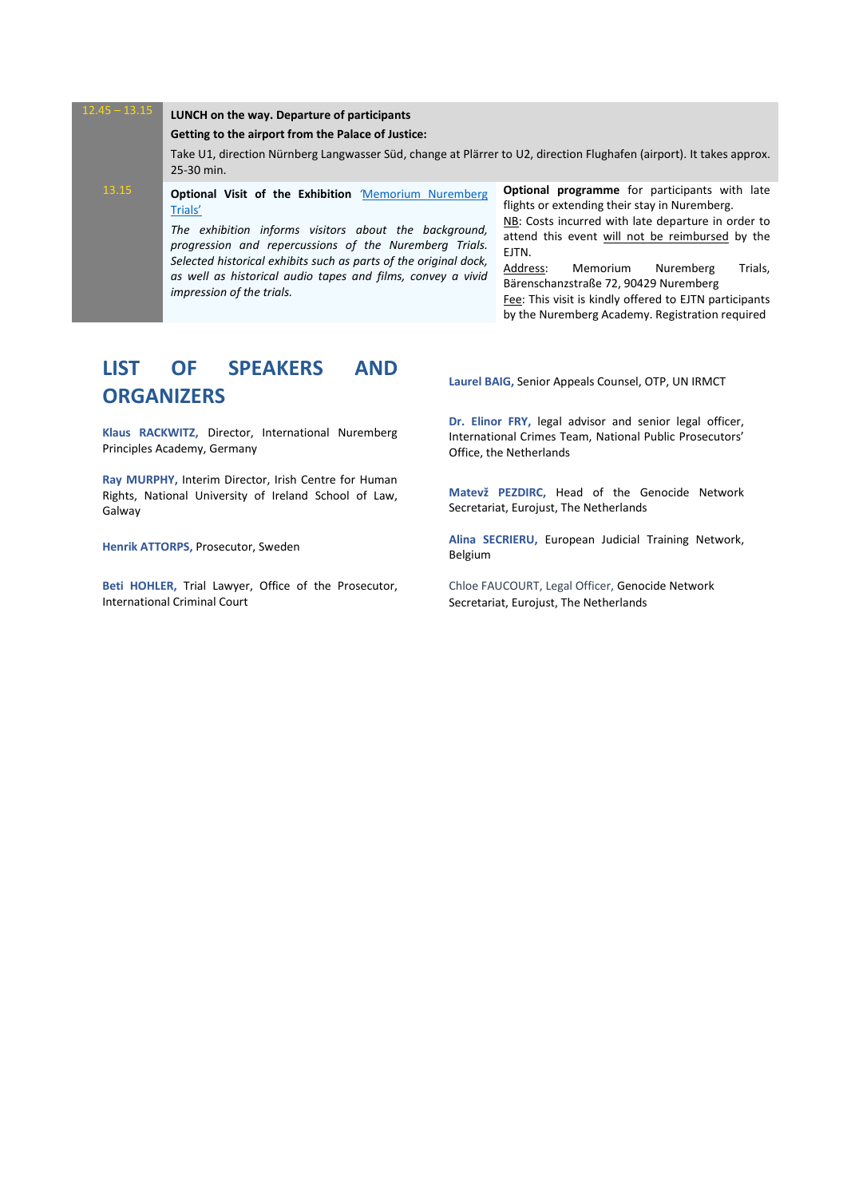| | | |
|---|---|---|
| 12.45 – 13.15 | **LUNCH on the way. Departure of participants**<br>**Getting to the airport from the Palace of Justice:**<br>Take U1, direction Nürnberg Langwasser Süd, change at Plärrer to U2, direction Flughafen (airport). It takes approx. 25-30 min. | |
| 13.15 | **Optional Visit of the Exhibition** 'Memorium Nuremberg Trials'<br>*The exhibition informs visitors about the background, progression and repercussions of the Nuremberg Trials. Selected historical exhibits such as parts of the original dock, as well as historical audio tapes and films, convey a vivid impression of the trials.* | **Optional programme** for participants with late flights or extending their stay in Nuremberg.<br>NB: Costs incurred with late departure in order to attend this event will not be reimbursed by the EJTN.<br>Address: Memorium Nuremberg Trials, Bärenschanzstraße 72, 90429 Nuremberg<br>Fee: This visit is kindly offered to EJTN participants by the Nuremberg Academy. Registration required |

## LIST OF SPEAKERS AND ORGANIZERS

**Klaus RACKWITZ,** Director, International Nuremberg Principles Academy, Germany

**Ray MURPHY,** Interim Director, Irish Centre for Human Rights, National University of Ireland School of Law, Galway

**Henrik ATTORPS,** Prosecutor, Sweden

**Beti HOHLER,** Trial Lawyer, Office of the Prosecutor, International Criminal Court

**Laurel BAIG,** Senior Appeals Counsel, OTP, UN IRMCT

**Dr. Elinor FRY,** legal advisor and senior legal officer, International Crimes Team, National Public Prosecutors' Office, the Netherlands

**Matevž PEZDIRC,** Head of the Genocide Network Secretariat, Eurojust, The Netherlands

**Alina SECRIERU,** European Judicial Training Network, Belgium

Chloe FAUCOURT, Legal Officer, Genocide Network Secretariat, Eurojust, The Netherlands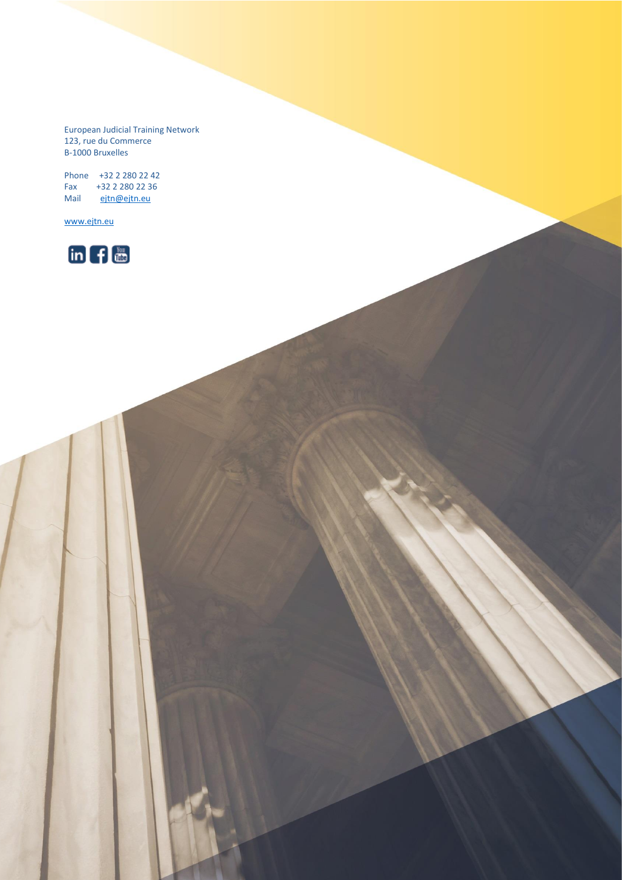European Judicial Training Network
123, rue du Commerce
B-1000 Bruxelles

Phone +32 2 280 22 42
Fax +32 2 280 22 36
Mail ejtn@ejtn.eu

www.ejtn.eu